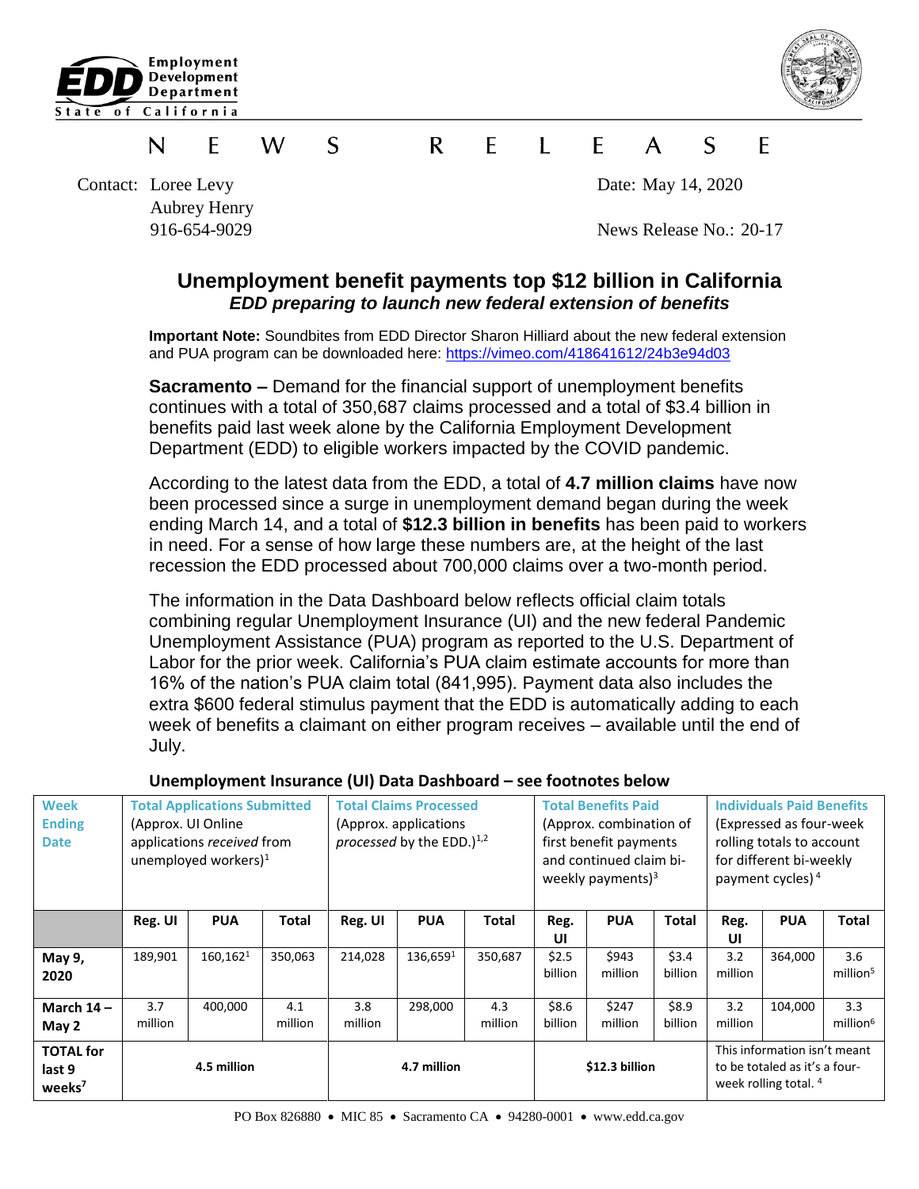Employment Development Department
State of California

N E W S R E L E A S E

Contact: Loree Levy
Aubrey Henry
916-654-9029

Date: May 14, 2020

News Release No.: 20-17

# Unemployment benefit payments top $12 billion in California

## *EDD preparing to launch new federal extension of benefits*

**Important Note:** Soundbites from EDD Director Sharon Hilliard about the new federal extension and PUA program can be downloaded here: https://vimeo.com/418641612/24b3e94d03

**Sacramento –** Demand for the financial support of unemployment benefits continues with a total of 350,687 claims processed and a total of $3.4 billion in benefits paid last week alone by the California Employment Development Department (EDD) to eligible workers impacted by the COVID pandemic.

According to the latest data from the EDD, a total of **4.7 million claims** have now been processed since a surge in unemployment demand began during the week ending March 14, and a total of **$12.3 billion in benefits** has been paid to workers in need. For a sense of how large these numbers are, at the height of the last recession the EDD processed about 700,000 claims over a two-month period.

The information in the Data Dashboard below reflects official claim totals combining regular Unemployment Insurance (UI) and the new federal Pandemic Unemployment Assistance (PUA) program as reported to the U.S. Department of Labor for the prior week. California's PUA claim estimate accounts for more than 16% of the nation's PUA claim total (841,995). Payment data also includes the extra $600 federal stimulus payment that the EDD is automatically adding to each week of benefits a claimant on either program receives – available until the end of July.

**Unemployment Insurance (UI) Data Dashboard – see footnotes below**

| Week Ending Date | Total Applications Submitted (Approx. UI Online applications *received* from unemployed workers)[1] | | | Total Claims Processed (Approx. applications *processed* by the EDD.)[1,2] | | | Total Benefits Paid (Approx. combination of first benefit payments and continued claim bi-weekly payments)[3] | | | Individuals Paid Benefits (Expressed as four-week rolling totals to account for different bi-weekly payment cycles)[4] | | |
|---|---|---|---|---|---|---|---|---|---|---|---|---|
| | Reg. UI | PUA | Total | Reg. UI | PUA | Total | Reg. UI | PUA | Total | Reg. UI | PUA | Total |
| May 9, 2020 | 189,901 | 160,162[1] | 350,063 | 214,028 | 136,659[1] | 350,687 | $2.5 billion | $943 million | $3.4 billion | 3.2 million | 364,000 | 3.6 million[5] |
| March 14 – May 2 | 3.7 million | 400,000 | 4.1 million | 3.8 million | 298,000 | 4.3 million | $8.6 billion | $247 million | $8.9 billion | 3.2 million | 104,000 | 3.3 million[6] |
| TOTAL for last 9 weeks[7] | 4.5 million | | | 4.7 million | | | $12.3 billion | | | This information isn't meant to be totaled as it's a four-week rolling total.[4] | | |

PO Box 826880 • MIC 85 • Sacramento CA • 94280-0001 • www.edd.ca.gov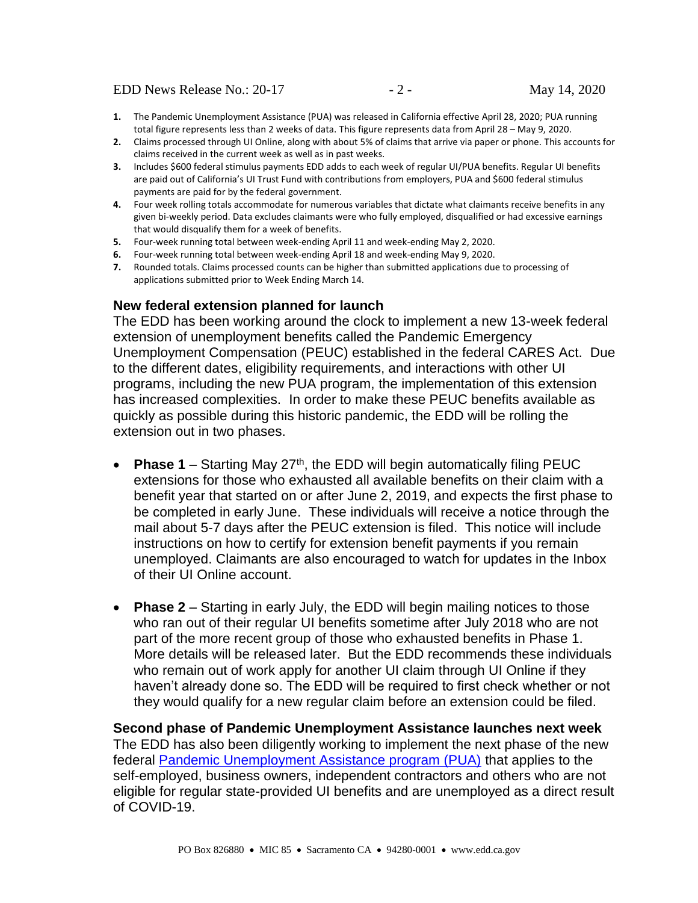1. The Pandemic Unemployment Assistance (PUA) was released in California effective April 28, 2020; PUA running total figure represents less than 2 weeks of data. This figure represents data from April 28 – May 9, 2020.
2. Claims processed through UI Online, along with about 5% of claims that arrive via paper or phone. This accounts for claims received in the current week as well as in past weeks.
3. Includes $600 federal stimulus payments EDD adds to each week of regular UI/PUA benefits. Regular UI benefits are paid out of California's UI Trust Fund with contributions from employers, PUA and $600 federal stimulus payments are paid for by the federal government.
4. Four week rolling totals accommodate for numerous variables that dictate what claimants receive benefits in any given bi-weekly period. Data excludes claimants were who fully employed, disqualified or had excessive earnings that would disqualify them for a week of benefits.
5. Four-week running total between week-ending April 11 and week-ending May 2, 2020.
6. Four-week running total between week-ending April 18 and week-ending May 9, 2020.
7. Rounded totals. Claims processed counts can be higher than submitted applications due to processing of applications submitted prior to Week Ending March 14.

## New federal extension planned for launch

The EDD has been working around the clock to implement a new 13-week federal extension of unemployment benefits called the Pandemic Emergency Unemployment Compensation (PEUC) established in the federal CARES Act. Due to the different dates, eligibility requirements, and interactions with other UI programs, including the new PUA program, the implementation of this extension has increased complexities. In order to make these PEUC benefits available as quickly as possible during this historic pandemic, the EDD will be rolling the extension out in two phases.

- **Phase 1** – Starting May 27th, the EDD will begin automatically filing PEUC extensions for those who exhausted all available benefits on their claim with a benefit year that started on or after June 2, 2019, and expects the first phase to be completed in early June. These individuals will receive a notice through the mail about 5-7 days after the PEUC extension is filed. This notice will include instructions on how to certify for extension benefit payments if you remain unemployed. Claimants are also encouraged to watch for updates in the Inbox of their UI Online account.
- **Phase 2** – Starting in early July, the EDD will begin mailing notices to those who ran out of their regular UI benefits sometime after July 2018 who are not part of the more recent group of those who exhausted benefits in Phase 1. More details will be released later. But the EDD recommends these individuals who remain out of work apply for another UI claim through UI Online if they haven't already done so. The EDD will be required to first check whether or not they would qualify for a new regular claim before an extension could be filed.

## Second phase of Pandemic Unemployment Assistance launches next week

The EDD has also been diligently working to implement the next phase of the new federal Pandemic Unemployment Assistance program (PUA) that applies to the self-employed, business owners, independent contractors and others who are not eligible for regular state-provided UI benefits and are unemployed as a direct result of COVID-19.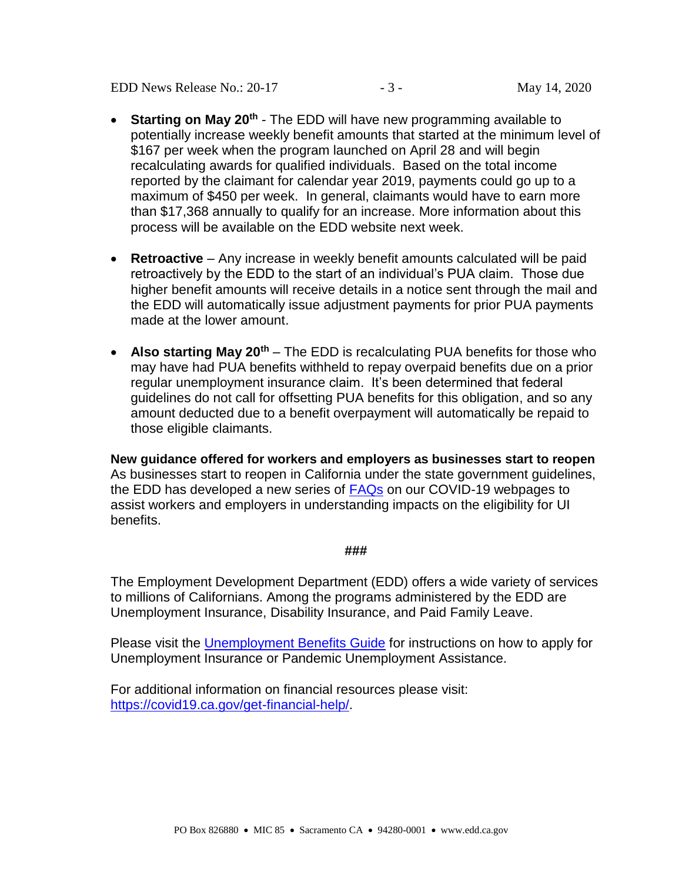- **Starting on May 20th** - The EDD will have new programming available to potentially increase weekly benefit amounts that started at the minimum level of $167 per week when the program launched on April 28 and will begin recalculating awards for qualified individuals. Based on the total income reported by the claimant for calendar year 2019, payments could go up to a maximum of $450 per week. In general, claimants would have to earn more than $17,368 annually to qualify for an increase. More information about this process will be available on the EDD website next week.

- **Retroactive** – Any increase in weekly benefit amounts calculated will be paid retroactively by the EDD to the start of an individual's PUA claim. Those due higher benefit amounts will receive details in a notice sent through the mail and the EDD will automatically issue adjustment payments for prior PUA payments made at the lower amount.

- **Also starting May 20th** – The EDD is recalculating PUA benefits for those who may have had PUA benefits withheld to repay overpaid benefits due on a prior regular unemployment insurance claim. It's been determined that federal guidelines do not call for offsetting PUA benefits for this obligation, and so any amount deducted due to a benefit overpayment will automatically be repaid to those eligible claimants.

**New guidance offered for workers and employers as businesses start to reopen**
As businesses start to reopen in California under the state government guidelines, the EDD has developed a new series of FAQs on our COVID-19 webpages to assist workers and employers in understanding impacts on the eligibility for UI benefits.

**###**

The Employment Development Department (EDD) offers a wide variety of services to millions of Californians. Among the programs administered by the EDD are Unemployment Insurance, Disability Insurance, and Paid Family Leave.

Please visit the Unemployment Benefits Guide for instructions on how to apply for Unemployment Insurance or Pandemic Unemployment Assistance.

For additional information on financial resources please visit: https://covid19.ca.gov/get-financial-help/.